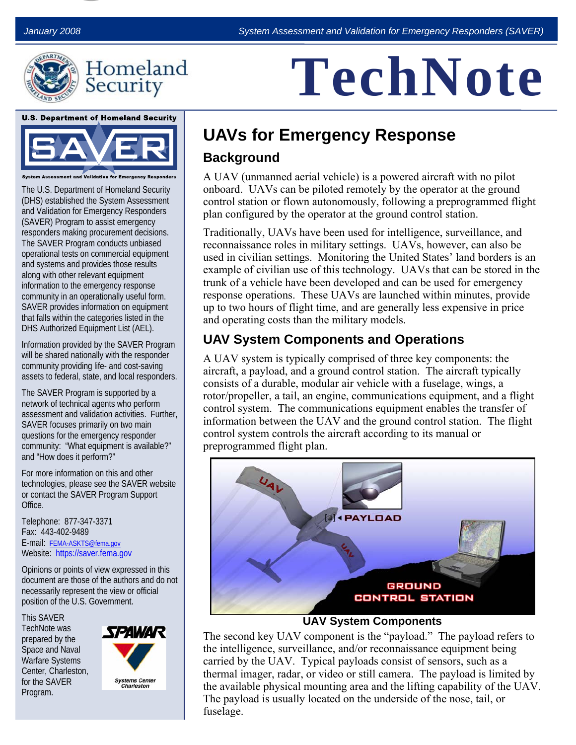# TechNote

U.S. Department of Homeland Security

**SAVER**

System Assessment and Validation for Emergency Responders

The U.S. Department of Homeland Security (DHS) established the System Assessment and Validation for Emergency Responders (SAVER) Program to assist emergency responders making procurement decisions. The SAVER Program conducts unbiased operational tests on commercial equipment and systems and provides those results along with other relevant equipment information to the emergency response community in an operationally useful form. SAVER provides information on equipment that falls within the categories listed in the DHS Authorized Equipment List (AEL).

Information provided by the SAVER Program will be shared nationally with the responder community providing life- and cost-saving assets to federal, state, and local responders.

The SAVER Program is supported by a network of technical agents who perform assessment and validation activities. Further, SAVER focuses primarily on two main questions for the emergency responder community: "What equipment is available?" and "How does it perform?"

For more information on this and other technologies, please see the SAVER website or contact the SAVER Program Support Office.

Telephone: 877-347-3371
Fax: 443-402-9489
E-mail: FEMA-ASKTS@fema.gov
Website: https://saver.fema.gov

Opinions or points of view expressed in this document are those of the authors and do not necessarily represent the view or official position of the U.S. Government.

This SAVER TechNote was prepared by the Space and Naval Warfare Systems Center, Charleston, for the SAVER Program.

## UAVs for Emergency Response

### Background

A UAV (unmanned aerial vehicle) is a powered aircraft with no pilot onboard. UAVs can be piloted remotely by the operator at the ground control station or flown autonomously, following a preprogrammed flight plan configured by the operator at the ground control station.

Traditionally, UAVs have been used for intelligence, surveillance, and reconnaissance roles in military settings. UAVs, however, can also be used in civilian settings. Monitoring the United States' land borders is an example of civilian use of this technology. UAVs that can be stored in the trunk of a vehicle have been developed and can be used for emergency response operations. These UAVs are launched within minutes, provide up to two hours of flight time, and are generally less expensive in price and operating costs than the military models.

### UAV System Components and Operations

A UAV system is typically comprised of three key components: the aircraft, a payload, and a ground control station. The aircraft typically consists of a durable, modular air vehicle with a fuselage, wings, a rotor/propeller, a tail, an engine, communications equipment, and a flight control system. The communications equipment enables the transfer of information between the UAV and the ground control station. The flight control system controls the aircraft according to its manual or preprogrammed flight plan.

**UAV System Components**

The second key UAV component is the "payload." The payload refers to the intelligence, surveillance, and/or reconnaissance equipment being carried by the UAV. Typical payloads consist of sensors, such as a thermal imager, radar, or video or still camera. The payload is limited by the available physical mounting area and the lifting capability of the UAV. The payload is usually located on the underside of the nose, tail, or fuselage.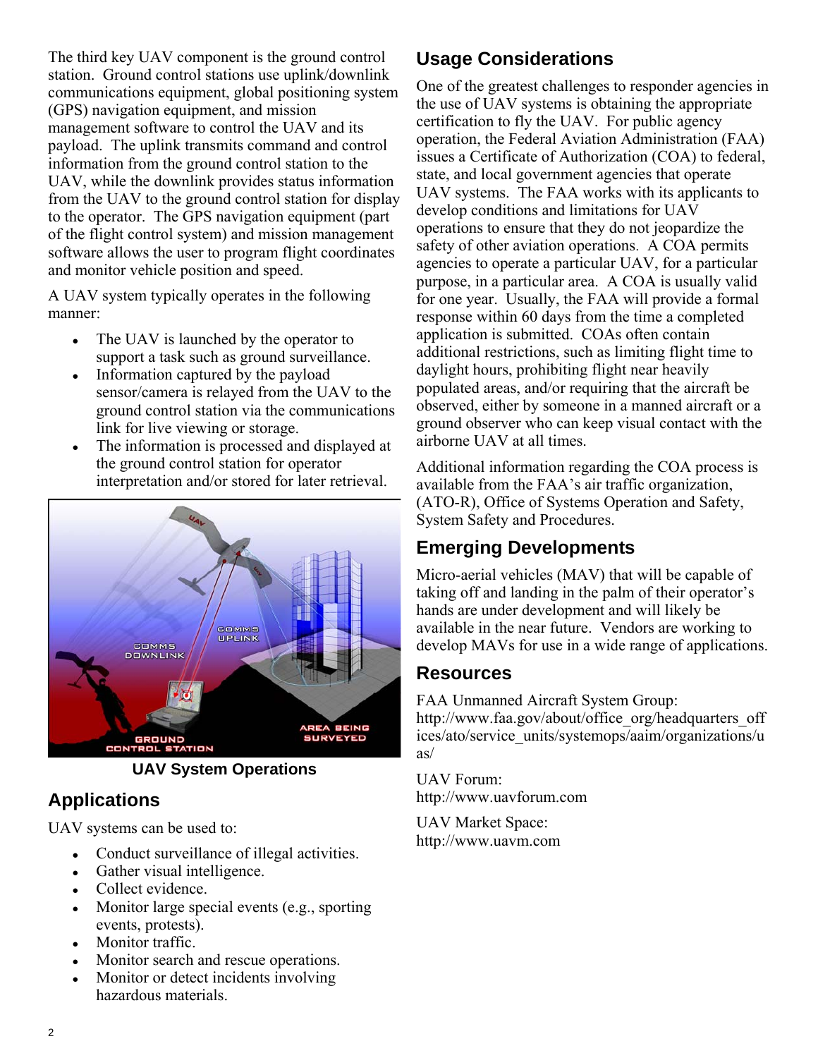The third key UAV component is the ground control station. Ground control stations use uplink/downlink communications equipment, global positioning system (GPS) navigation equipment, and mission management software to control the UAV and its payload. The uplink transmits command and control information from the ground control station to the UAV, while the downlink provides status information from the UAV to the ground control station for display to the operator. The GPS navigation equipment (part of the flight control system) and mission management software allows the user to program flight coordinates and monitor vehicle position and speed.

A UAV system typically operates in the following manner:

- The UAV is launched by the operator to support a task such as ground surveillance.
- Information captured by the payload sensor/camera is relayed from the UAV to the ground control station via the communications link for live viewing or storage.
- The information is processed and displayed at the ground control station for operator interpretation and/or stored for later retrieval.

**UAV System Operations**

## Applications

UAV systems can be used to:

- Conduct surveillance of illegal activities.
- Gather visual intelligence.
- Collect evidence.
- Monitor large special events (e.g., sporting events, protests).
- Monitor traffic.
- Monitor search and rescue operations.
- Monitor or detect incidents involving hazardous materials.

## Usage Considerations

One of the greatest challenges to responder agencies in the use of UAV systems is obtaining the appropriate certification to fly the UAV. For public agency operation, the Federal Aviation Administration (FAA) issues a Certificate of Authorization (COA) to federal, state, and local government agencies that operate UAV systems. The FAA works with its applicants to develop conditions and limitations for UAV operations to ensure that they do not jeopardize the safety of other aviation operations. A COA permits agencies to operate a particular UAV, for a particular purpose, in a particular area. A COA is usually valid for one year. Usually, the FAA will provide a formal response within 60 days from the time a completed application is submitted. COAs often contain additional restrictions, such as limiting flight time to daylight hours, prohibiting flight near heavily populated areas, and/or requiring that the aircraft be observed, either by someone in a manned aircraft or a ground observer who can keep visual contact with the airborne UAV at all times.

Additional information regarding the COA process is available from the FAA's air traffic organization, (ATO-R), Office of Systems Operation and Safety, System Safety and Procedures.

## Emerging Developments

Micro-aerial vehicles (MAV) that will be capable of taking off and landing in the palm of their operator's hands are under development and will likely be available in the near future. Vendors are working to develop MAVs for use in a wide range of applications.

## Resources

FAA Unmanned Aircraft System Group:
http://www.faa.gov/about/office_org/headquarters_offices/ato/service_units/systemops/aaim/organizations/uas/

UAV Forum:
http://www.uavforum.com

UAV Market Space:
http://www.uavm.com